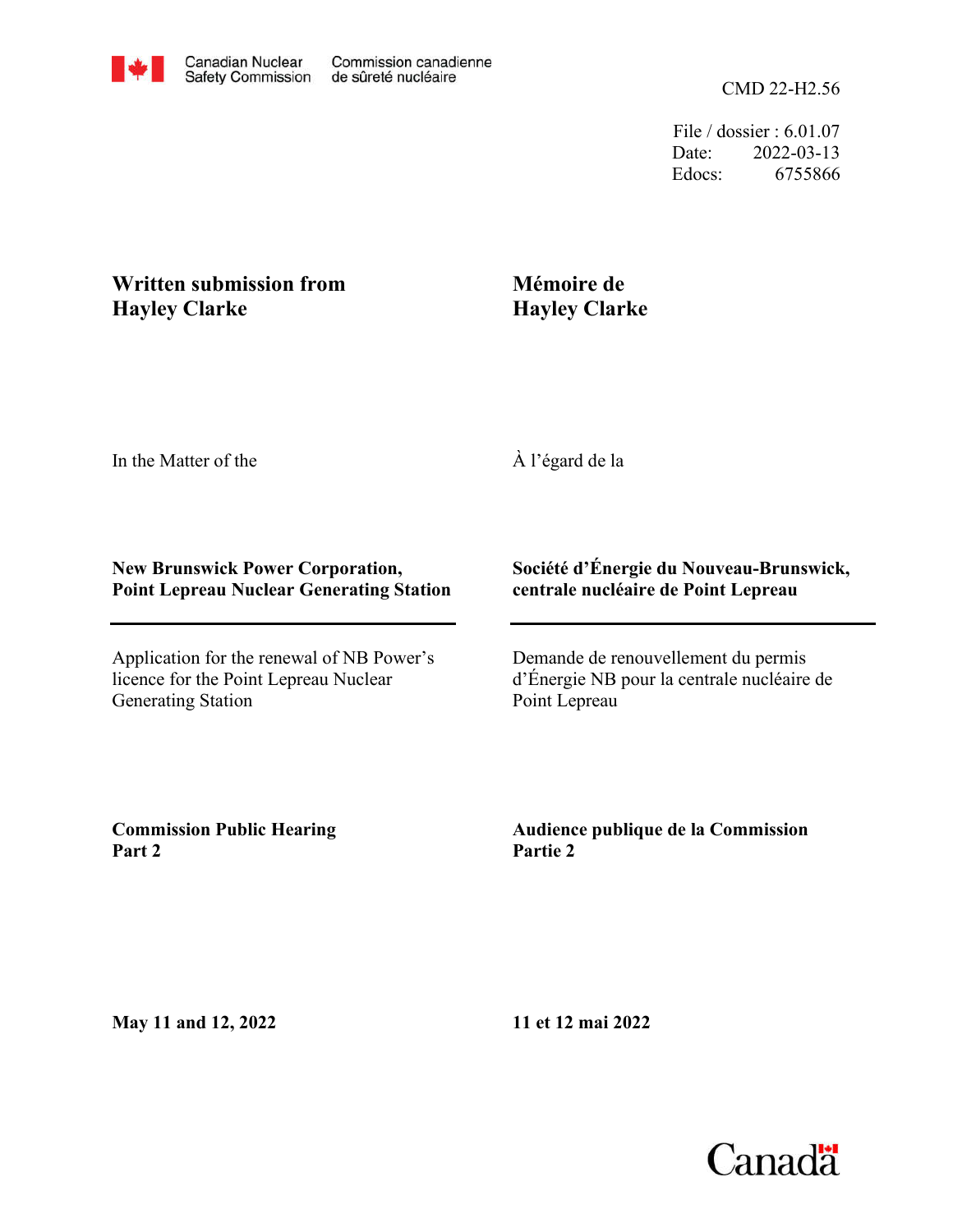Canadian Nuclear Safety Commission / Commission canadienne de sûreté nucléaire

CMD 22-H2.56

File / dossier : 6.01.07
Date: 2022-03-13
Edocs: 6755866

**Written submission from Hayley Clarke**

**Mémoire de Hayley Clarke**

In the Matter of the

À l'égard de la

**New Brunswick Power Corporation, Point Lepreau Nuclear Generating Station**

**Société d'Énergie du Nouveau-Brunswick, centrale nucléaire de Point Lepreau**

Application for the renewal of NB Power's licence for the Point Lepreau Nuclear Generating Station

Demande de renouvellement du permis d'Énergie NB pour la centrale nucléaire de Point Lepreau

**Commission Public Hearing Part 2**

**Audience publique de la Commission Partie 2**

**May 11 and 12, 2022**

**11 et 12 mai 2022**

Canada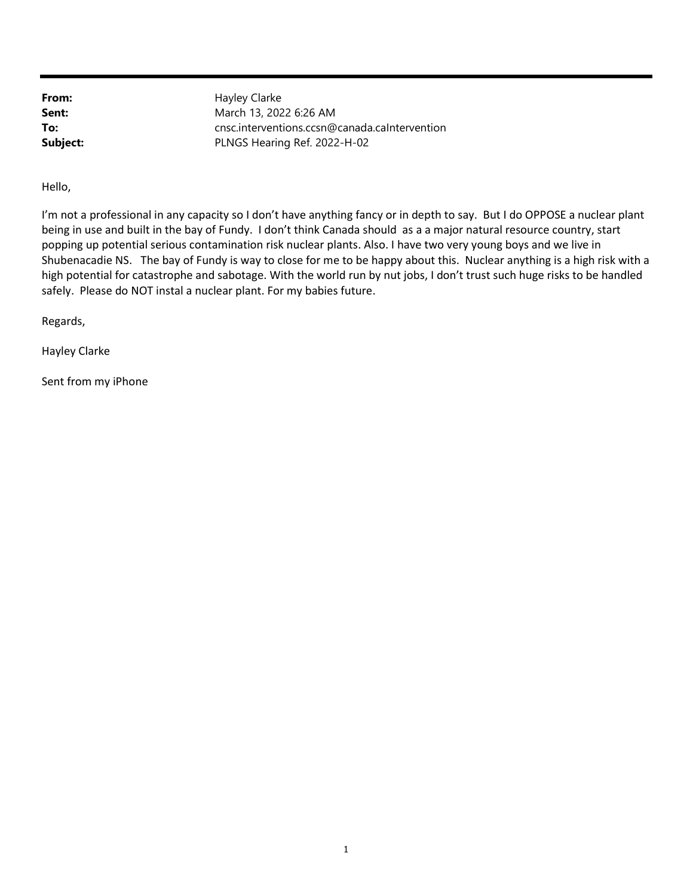**From:** Hayley Clarke
**Sent:** March 13, 2022 6:26 AM
**To:** cnsc.interventions.ccsn@canada.caIntervention
**Subject:** PLNGS Hearing Ref. 2022-H-02

Hello,

I'm not a professional in any capacity so I don't have anything fancy or in depth to say. But I do OPPOSE a nuclear plant being in use and built in the bay of Fundy. I don't think Canada should as a a major natural resource country, start popping up potential serious contamination risk nuclear plants. Also. I have two very young boys and we live in Shubenacadie NS. The bay of Fundy is way to close for me to be happy about this. Nuclear anything is a high risk with a high potential for catastrophe and sabotage. With the world run by nut jobs, I don't trust such huge risks to be handled safely. Please do NOT instal a nuclear plant. For my babies future.

Regards,

Hayley Clarke

Sent from my iPhone